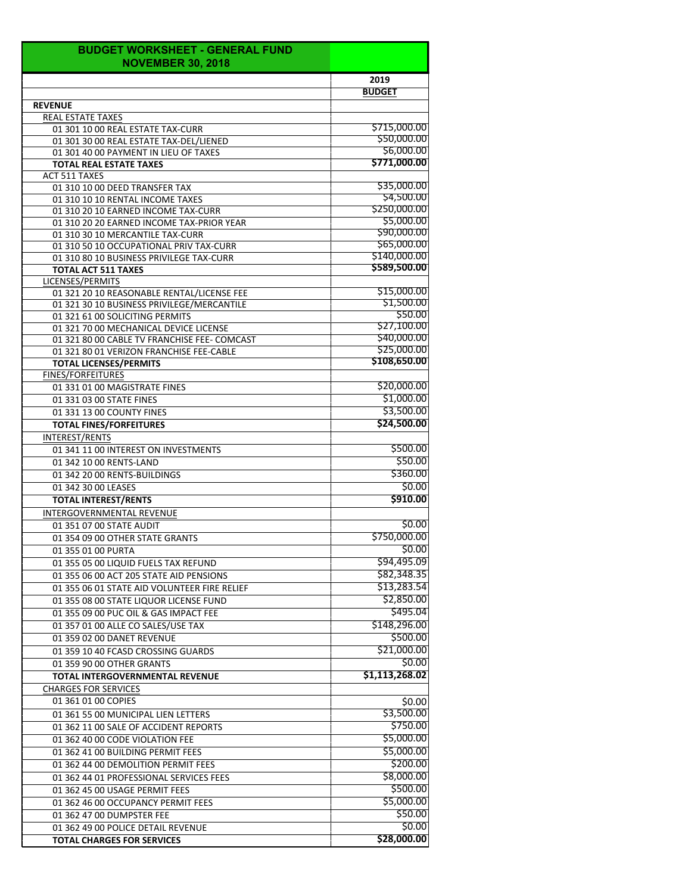| BUDGET WORKSHEET - GENERAL FUND NOVEMBER 30, 2018 | |
|---|---|
| | 2019 |
| | BUDGET |
| **REVENUE** | |
| REAL ESTATE TAXES | |
| 01 301 10 00 REAL ESTATE TAX-CURR | $715,000.00 |
| 01 301 30 00 REAL ESTATE TAX-DEL/LIENED | $50,000.00 |
| 01 301 40 00 PAYMENT IN LIEU OF TAXES | $6,000.00 |
| **TOTAL REAL ESTATE TAXES** | **$771,000.00** |
| ACT 511 TAXES | |
| 01 310 10 00 DEED TRANSFER TAX | $35,000.00 |
| 01 310 10 10 RENTAL INCOME TAXES | $4,500.00 |
| 01 310 20 10 EARNED INCOME TAX-CURR | $250,000.00 |
| 01 310 20 20 EARNED INCOME TAX-PRIOR YEAR | $5,000.00 |
| 01 310 30 10 MERCANTILE TAX-CURR | $90,000.00 |
| 01 310 50 10 OCCUPATIONAL PRIV TAX-CURR | $65,000.00 |
| 01 310 80 10 BUSINESS PRIVILEGE TAX-CURR | $140,000.00 |
| **TOTAL ACT 511 TAXES** | **$589,500.00** |
| LICENSES/PERMITS | |
| 01 321 20 10 REASONABLE RENTAL/LICENSE FEE | $15,000.00 |
| 01 321 30 10 BUSINESS PRIVILEGE/MERCANTILE | $1,500.00 |
| 01 321 61 00 SOLICITING PERMITS | $50.00 |
| 01 321 70 00 MECHANICAL DEVICE LICENSE | $27,100.00 |
| 01 321 80 00 CABLE TV FRANCHISE FEE- COMCAST | $40,000.00 |
| 01 321 80 01 VERIZON FRANCHISE FEE-CABLE | $25,000.00 |
| **TOTAL LICENSES/PERMITS** | **$108,650.00** |
| FINES/FORFEITURES | |
| 01 331 01 00 MAGISTRATE FINES | $20,000.00 |
| 01 331 03 00 STATE FINES | $1,000.00 |
| 01 331 13 00 COUNTY FINES | $3,500.00 |
| **TOTAL FINES/FORFEITURES** | **$24,500.00** |
| INTEREST/RENTS | |
| 01 341 11 00 INTEREST ON INVESTMENTS | $500.00 |
| 01 342 10 00 RENTS-LAND | $50.00 |
| 01 342 20 00 RENTS-BUILDINGS | $360.00 |
| 01 342 30 00 LEASES | $0.00 |
| **TOTAL INTEREST/RENTS** | **$910.00** |
| INTERGOVERNMENTAL REVENUE | |
| 01 351 07 00 STATE AUDIT | $0.00 |
| 01 354 09 00 OTHER STATE GRANTS | $750,000.00 |
| 01 355 01 00 PURTA | $0.00 |
| 01 355 05 00 LIQUID FUELS TAX REFUND | $94,495.09 |
| 01 355 06 00 ACT 205 STATE AID PENSIONS | $82,348.35 |
| 01 355 06 01 STATE AID VOLUNTEER FIRE RELIEF | $13,283.54 |
| 01 355 08 00 STATE LIQUOR LICENSE FUND | $2,850.00 |
| 01 355 09 00 PUC OIL & GAS IMPACT FEE | $495.04 |
| 01 357 01 00 ALLE CO SALES/USE TAX | $148,296.00 |
| 01 359 02 00 DANET REVENUE | $500.00 |
| 01 359 10 40 FCASD CROSSING GUARDS | $21,000.00 |
| 01 359 90 00 OTHER GRANTS | $0.00 |
| **TOTAL INTERGOVERNMENTAL REVENUE** | **$1,113,268.02** |
| CHARGES FOR SERVICES | |
| 01 361 01 00 COPIES | $0.00 |
| 01 361 55 00 MUNICIPAL LIEN LETTERS | $3,500.00 |
| 01 362 11 00 SALE OF ACCIDENT REPORTS | $750.00 |
| 01 362 40 00 CODE VIOLATION FEE | $5,000.00 |
| 01 362 41 00 BUILDING PERMIT FEES | $5,000.00 |
| 01 362 44 00 DEMOLITION PERMIT FEES | $200.00 |
| 01 362 44 01 PROFESSIONAL SERVICES FEES | $8,000.00 |
| 01 362 45 00 USAGE PERMIT FEES | $500.00 |
| 01 362 46 00 OCCUPANCY PERMIT FEES | $5,000.00 |
| 01 362 47 00 DUMPSTER FEE | $50.00 |
| 01 362 49 00 POLICE DETAIL REVENUE | $0.00 |
| **TOTAL CHARGES FOR SERVICES** | **$28,000.00** |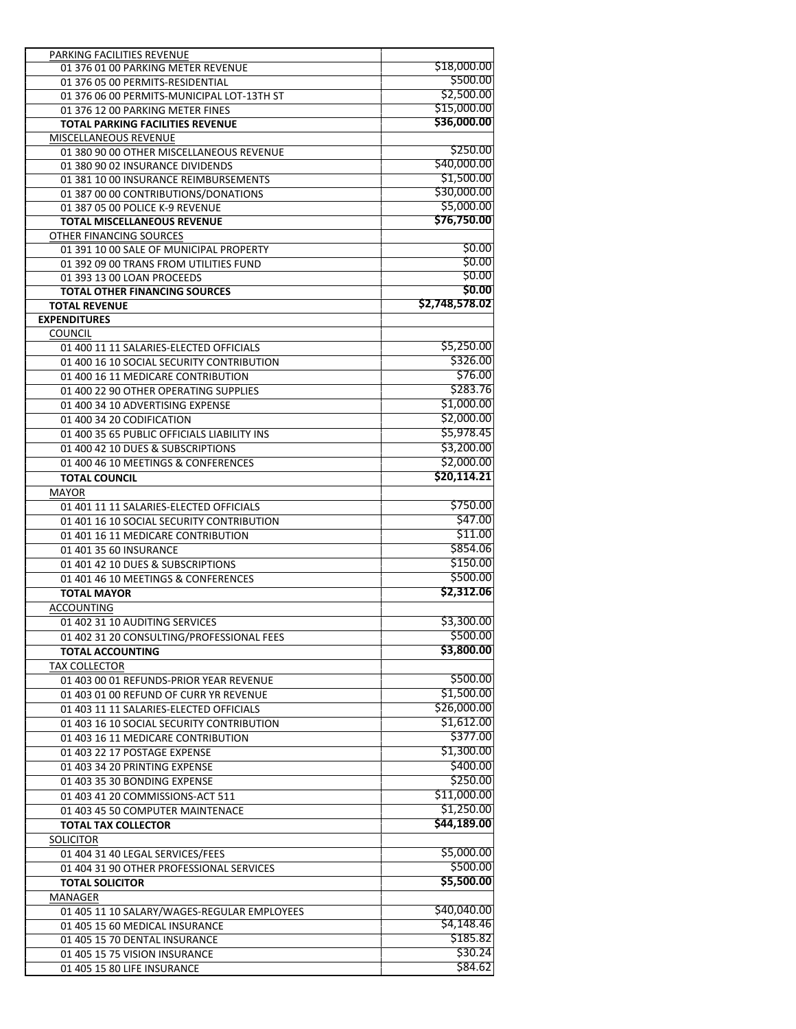| | |
|---|---|
| PARKING FACILITIES REVENUE | |
| 01 376 01 00 PARKING METER REVENUE | $18,000.00 |
| 01 376 05 00 PERMITS-RESIDENTIAL | $500.00 |
| 01 376 06 00 PERMITS-MUNICIPAL LOT-13TH ST | $2,500.00 |
| 01 376 12 00 PARKING METER FINES | $15,000.00 |
| **TOTAL PARKING FACILITIES REVENUE** | **$36,000.00** |
| MISCELLANEOUS REVENUE | |
| 01 380 90 00 OTHER MISCELLANEOUS REVENUE | $250.00 |
| 01 380 90 02 INSURANCE DIVIDENDS | $40,000.00 |
| 01 381 10 00 INSURANCE REIMBURSEMENTS | $1,500.00 |
| 01 387 00 00 CONTRIBUTIONS/DONATIONS | $30,000.00 |
| 01 387 05 00 POLICE K-9 REVENUE | $5,000.00 |
| **TOTAL MISCELLANEOUS REVENUE** | **$76,750.00** |
| OTHER FINANCING SOURCES | |
| 01 391 10 00 SALE OF MUNICIPAL PROPERTY | $0.00 |
| 01 392 09 00 TRANS FROM UTILITIES FUND | $0.00 |
| 01 393 13 00 LOAN PROCEEDS | $0.00 |
| **TOTAL OTHER FINANCING SOURCES** | **$0.00** |
| **TOTAL REVENUE** | **$2,748,578.02** |
| **EXPENDITURES** | |
| COUNCIL | |
| 01 400 11 11 SALARIES-ELECTED OFFICIALS | $5,250.00 |
| 01 400 16 10 SOCIAL SECURITY CONTRIBUTION | $326.00 |
| 01 400 16 11 MEDICARE CONTRIBUTION | $76.00 |
| 01 400 22 90 OTHER OPERATING SUPPLIES | $283.76 |
| 01 400 34 10 ADVERTISING EXPENSE | $1,000.00 |
| 01 400 34 20 CODIFICATION | $2,000.00 |
| 01 400 35 65 PUBLIC OFFICIALS LIABILITY INS | $5,978.45 |
| 01 400 42 10 DUES & SUBSCRIPTIONS | $3,200.00 |
| 01 400 46 10 MEETINGS & CONFERENCES | $2,000.00 |
| **TOTAL COUNCIL** | **$20,114.21** |
| MAYOR | |
| 01 401 11 11 SALARIES-ELECTED OFFICIALS | $750.00 |
| 01 401 16 10 SOCIAL SECURITY CONTRIBUTION | $47.00 |
| 01 401 16 11 MEDICARE CONTRIBUTION | $11.00 |
| 01 401 35 60 INSURANCE | $854.06 |
| 01 401 42 10 DUES & SUBSCRIPTIONS | $150.00 |
| 01 401 46 10 MEETINGS & CONFERENCES | $500.00 |
| **TOTAL MAYOR** | **$2,312.06** |
| ACCOUNTING | |
| 01 402 31 10 AUDITING SERVICES | $3,300.00 |
| 01 402 31 20 CONSULTING/PROFESSIONAL FEES | $500.00 |
| **TOTAL ACCOUNTING** | **$3,800.00** |
| TAX COLLECTOR | |
| 01 403 00 01 REFUNDS-PRIOR YEAR REVENUE | $500.00 |
| 01 403 01 00 REFUND OF CURR YR REVENUE | $1,500.00 |
| 01 403 11 11 SALARIES-ELECTED OFFICIALS | $26,000.00 |
| 01 403 16 10 SOCIAL SECURITY CONTRIBUTION | $1,612.00 |
| 01 403 16 11 MEDICARE CONTRIBUTION | $377.00 |
| 01 403 22 17 POSTAGE EXPENSE | $1,300.00 |
| 01 403 34 20 PRINTING EXPENSE | $400.00 |
| 01 403 35 30 BONDING EXPENSE | $250.00 |
| 01 403 41 20 COMMISSIONS-ACT 511 | $11,000.00 |
| 01 403 45 50 COMPUTER MAINTENACE | $1,250.00 |
| **TOTAL TAX COLLECTOR** | **$44,189.00** |
| SOLICITOR | |
| 01 404 31 40 LEGAL SERVICES/FEES | $5,000.00 |
| 01 404 31 90 OTHER PROFESSIONAL SERVICES | $500.00 |
| **TOTAL SOLICITOR** | **$5,500.00** |
| MANAGER | |
| 01 405 11 10 SALARY/WAGES-REGULAR EMPLOYEES | $40,040.00 |
| 01 405 15 60 MEDICAL INSURANCE | $4,148.46 |
| 01 405 15 70 DENTAL INSURANCE | $185.82 |
| 01 405 15 75 VISION INSURANCE | $30.24 |
| 01 405 15 80 LIFE INSURANCE | $84.62 |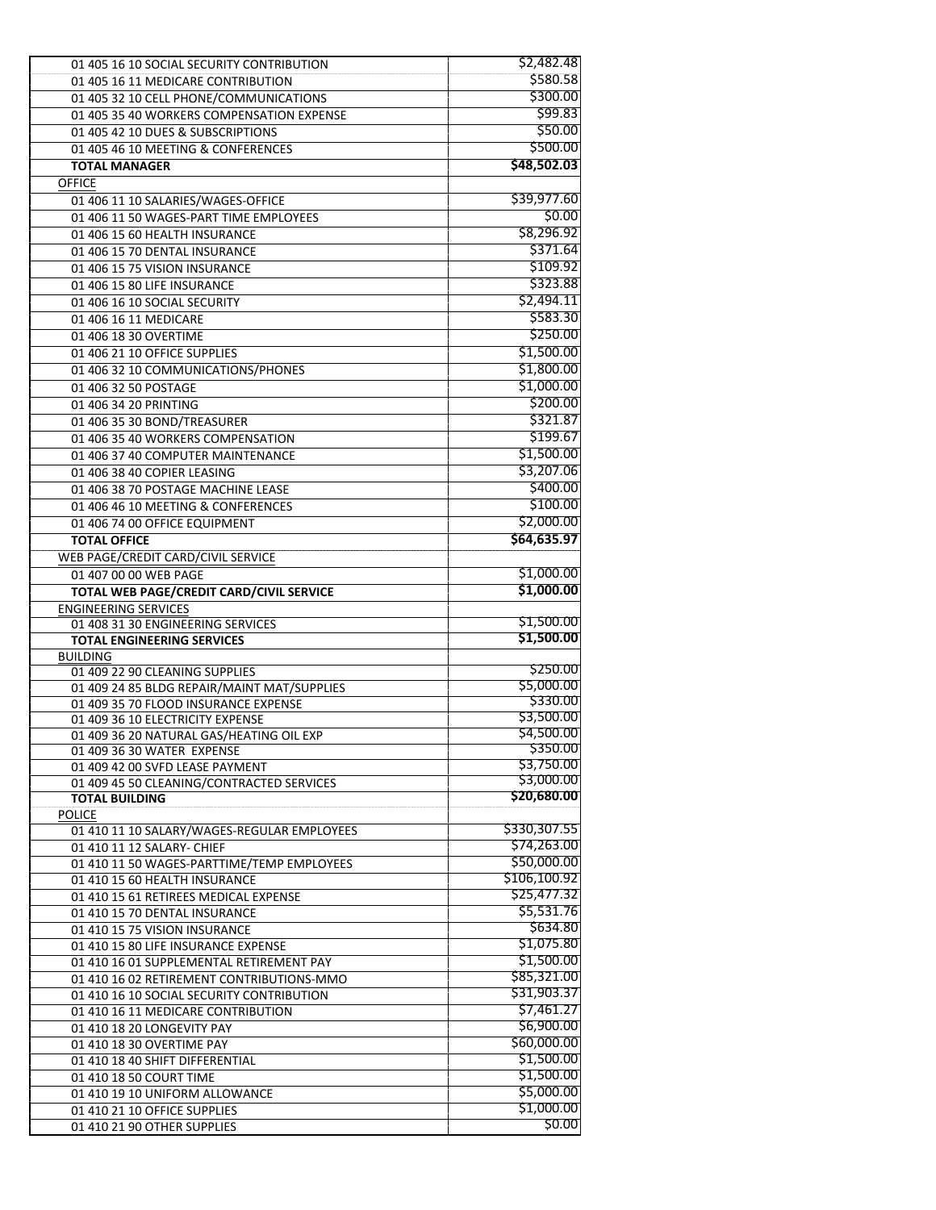| | |
|---|---|
| 01 405 16 10 SOCIAL SECURITY CONTRIBUTION | $2,482.48 |
| 01 405 16 11 MEDICARE CONTRIBUTION | $580.58 |
| 01 405 32 10 CELL PHONE/COMMUNICATIONS | $300.00 |
| 01 405 35 40 WORKERS COMPENSATION EXPENSE | $99.83 |
| 01 405 42 10 DUES & SUBSCRIPTIONS | $50.00 |
| 01 405 46 10 MEETING & CONFERENCES | $500.00 |
| **TOTAL MANAGER** | **$48,502.03** |
| OFFICE | |
| 01 406 11 10 SALARIES/WAGES-OFFICE | $39,977.60 |
| 01 406 11 50 WAGES-PART TIME EMPLOYEES | $0.00 |
| 01 406 15 60 HEALTH INSURANCE | $8,296.92 |
| 01 406 15 70 DENTAL INSURANCE | $371.64 |
| 01 406 15 75 VISION INSURANCE | $109.92 |
| 01 406 15 80 LIFE INSURANCE | $323.88 |
| 01 406 16 10 SOCIAL SECURITY | $2,494.11 |
| 01 406 16 11 MEDICARE | $583.30 |
| 01 406 18 30 OVERTIME | $250.00 |
| 01 406 21 10 OFFICE SUPPLIES | $1,500.00 |
| 01 406 32 10 COMMUNICATIONS/PHONES | $1,800.00 |
| 01 406 32 50 POSTAGE | $1,000.00 |
| 01 406 34 20 PRINTING | $200.00 |
| 01 406 35 30 BOND/TREASURER | $321.87 |
| 01 406 35 40 WORKERS COMPENSATION | $199.67 |
| 01 406 37 40 COMPUTER MAINTENANCE | $1,500.00 |
| 01 406 38 40 COPIER LEASING | $3,207.06 |
| 01 406 38 70 POSTAGE MACHINE LEASE | $400.00 |
| 01 406 46 10 MEETING & CONFERENCES | $100.00 |
| 01 406 74 00 OFFICE EQUIPMENT | $2,000.00 |
| **TOTAL OFFICE** | **$64,635.97** |
| WEB PAGE/CREDIT CARD/CIVIL SERVICE | |
| 01 407 00 00 WEB PAGE | $1,000.00 |
| **TOTAL WEB PAGE/CREDIT CARD/CIVIL SERVICE** | **$1,000.00** |
| ENGINEERING SERVICES | |
| 01 408 31 30 ENGINEERING SERVICES | $1,500.00 |
| **TOTAL ENGINEERING SERVICES** | **$1,500.00** |
| BUILDING | |
| 01 409 22 90 CLEANING SUPPLIES | $250.00 |
| 01 409 24 85 BLDG REPAIR/MAINT MAT/SUPPLIES | $5,000.00 |
| 01 409 35 70 FLOOD INSURANCE EXPENSE | $330.00 |
| 01 409 36 10 ELECTRICITY EXPENSE | $3,500.00 |
| 01 409 36 20 NATURAL GAS/HEATING OIL EXP | $4,500.00 |
| 01 409 36 30 WATER EXPENSE | $350.00 |
| 01 409 42 00 SVFD LEASE PAYMENT | $3,750.00 |
| 01 409 45 50 CLEANING/CONTRACTED SERVICES | $3,000.00 |
| **TOTAL BUILDING** | **$20,680.00** |
| POLICE | |
| 01 410 11 10 SALARY/WAGES-REGULAR EMPLOYEES | $330,307.55 |
| 01 410 11 12 SALARY- CHIEF | $74,263.00 |
| 01 410 11 50 WAGES-PARTTIME/TEMP EMPLOYEES | $50,000.00 |
| 01 410 15 60 HEALTH INSURANCE | $106,100.92 |
| 01 410 15 61 RETIREES MEDICAL EXPENSE | $25,477.32 |
| 01 410 15 70 DENTAL INSURANCE | $5,531.76 |
| 01 410 15 75 VISION INSURANCE | $634.80 |
| 01 410 15 80 LIFE INSURANCE EXPENSE | $1,075.80 |
| 01 410 16 01 SUPPLEMENTAL RETIREMENT PAY | $1,500.00 |
| 01 410 16 02 RETIREMENT CONTRIBUTIONS-MMO | $85,321.00 |
| 01 410 16 10 SOCIAL SECURITY CONTRIBUTION | $31,903.37 |
| 01 410 16 11 MEDICARE CONTRIBUTION | $7,461.27 |
| 01 410 18 20 LONGEVITY PAY | $6,900.00 |
| 01 410 18 30 OVERTIME PAY | $60,000.00 |
| 01 410 18 40 SHIFT DIFFERENTIAL | $1,500.00 |
| 01 410 18 50 COURT TIME | $1,500.00 |
| 01 410 19 10 UNIFORM ALLOWANCE | $5,000.00 |
| 01 410 21 10 OFFICE SUPPLIES | $1,000.00 |
| 01 410 21 90 OTHER SUPPLIES | $0.00 |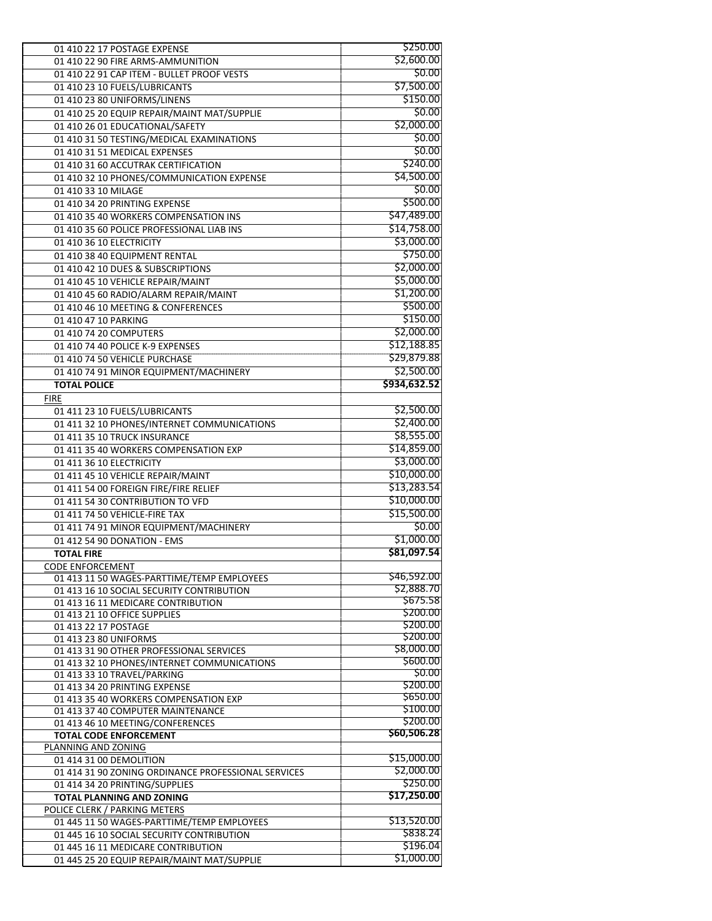| | |
|---|---|
| 01 410 22 17 POSTAGE EXPENSE | $250.00 |
| 01 410 22 90 FIRE ARMS-AMMUNITION | $2,600.00 |
| 01 410 22 91 CAP ITEM - BULLET PROOF VESTS | $0.00 |
| 01 410 23 10 FUELS/LUBRICANTS | $7,500.00 |
| 01 410 23 80 UNIFORMS/LINENS | $150.00 |
| 01 410 25 20 EQUIP REPAIR/MAINT MAT/SUPPLIE | $0.00 |
| 01 410 26 01 EDUCATIONAL/SAFETY | $2,000.00 |
| 01 410 31 50 TESTING/MEDICAL EXAMINATIONS | $0.00 |
| 01 410 31 51 MEDICAL EXPENSES | $0.00 |
| 01 410 31 60 ACCUTRAK CERTIFICATION | $240.00 |
| 01 410 32 10 PHONES/COMMUNICATION EXPENSE | $4,500.00 |
| 01 410 33 10 MILAGE | $0.00 |
| 01 410 34 20 PRINTING EXPENSE | $500.00 |
| 01 410 35 40 WORKERS COMPENSATION INS | $47,489.00 |
| 01 410 35 60 POLICE PROFESSIONAL LIAB INS | $14,758.00 |
| 01 410 36 10 ELECTRICITY | $3,000.00 |
| 01 410 38 40 EQUIPMENT RENTAL | $750.00 |
| 01 410 42 10 DUES & SUBSCRIPTIONS | $2,000.00 |
| 01 410 45 10 VEHICLE REPAIR/MAINT | $5,000.00 |
| 01 410 45 60 RADIO/ALARM REPAIR/MAINT | $1,200.00 |
| 01 410 46 10 MEETING & CONFERENCES | $500.00 |
| 01 410 47 10 PARKING | $150.00 |
| 01 410 74 20 COMPUTERS | $2,000.00 |
| 01 410 74 40 POLICE K-9 EXPENSES | $12,188.85 |
| 01 410 74 50 VEHICLE PURCHASE | $29,879.88 |
| 01 410 74 91 MINOR EQUIPMENT/MACHINERY | $2,500.00 |
| **TOTAL POLICE** | **$934,632.52** |
| FIRE | |
| 01 411 23 10 FUELS/LUBRICANTS | $2,500.00 |
| 01 411 32 10 PHONES/INTERNET COMMUNICATIONS | $2,400.00 |
| 01 411 35 10 TRUCK INSURANCE | $8,555.00 |
| 01 411 35 40 WORKERS COMPENSATION EXP | $14,859.00 |
| 01 411 36 10 ELECTRICITY | $3,000.00 |
| 01 411 45 10 VEHICLE REPAIR/MAINT | $10,000.00 |
| 01 411 54 00 FOREIGN FIRE/FIRE RELIEF | $13,283.54 |
| 01 411 54 30 CONTRIBUTION TO VFD | $10,000.00 |
| 01 411 74 50 VEHICLE-FIRE TAX | $15,500.00 |
| 01 411 74 91 MINOR EQUIPMENT/MACHINERY | $0.00 |
| 01 412 54 90 DONATION - EMS | $1,000.00 |
| **TOTAL FIRE** | **$81,097.54** |
| CODE ENFORCEMENT | |
| 01 413 11 50 WAGES-PARTTIME/TEMP EMPLOYEES | $46,592.00 |
| 01 413 16 10 SOCIAL SECURITY CONTRIBUTION | $2,888.70 |
| 01 413 16 11 MEDICARE CONTRIBUTION | $675.58 |
| 01 413 21 10 OFFICE SUPPLIES | $200.00 |
| 01 413 22 17 POSTAGE | $200.00 |
| 01 413 23 80 UNIFORMS | $200.00 |
| 01 413 31 90 OTHER PROFESSIONAL SERVICES | $8,000.00 |
| 01 413 32 10 PHONES/INTERNET COMMUNICATIONS | $600.00 |
| 01 413 33 10 TRAVEL/PARKING | $0.00 |
| 01 413 34 20 PRINTING EXPENSE | $200.00 |
| 01 413 35 40 WORKERS COMPENSATION EXP | $650.00 |
| 01 413 37 40 COMPUTER MAINTENANCE | $100.00 |
| 01 413 46 10 MEETING/CONFERENCES | $200.00 |
| **TOTAL CODE ENFORCEMENT** | **$60,506.28** |
| PLANNING AND ZONING | |
| 01 414 31 00 DEMOLITION | $15,000.00 |
| 01 414 31 90 ZONING ORDINANCE PROFESSIONAL SERVICES | $2,000.00 |
| 01 414 34 20 PRINTING/SUPPLIES | $250.00 |
| **TOTAL PLANNING AND ZONING** | **$17,250.00** |
| POLICE CLERK / PARKING METERS | |
| 01 445 11 50 WAGES-PARTTIME/TEMP EMPLOYEES | $13,520.00 |
| 01 445 16 10 SOCIAL SECURITY CONTRIBUTION | $838.24 |
| 01 445 16 11 MEDICARE CONTRIBUTION | $196.04 |
| 01 445 25 20 EQUIP REPAIR/MAINT MAT/SUPPLIE | $1,000.00 |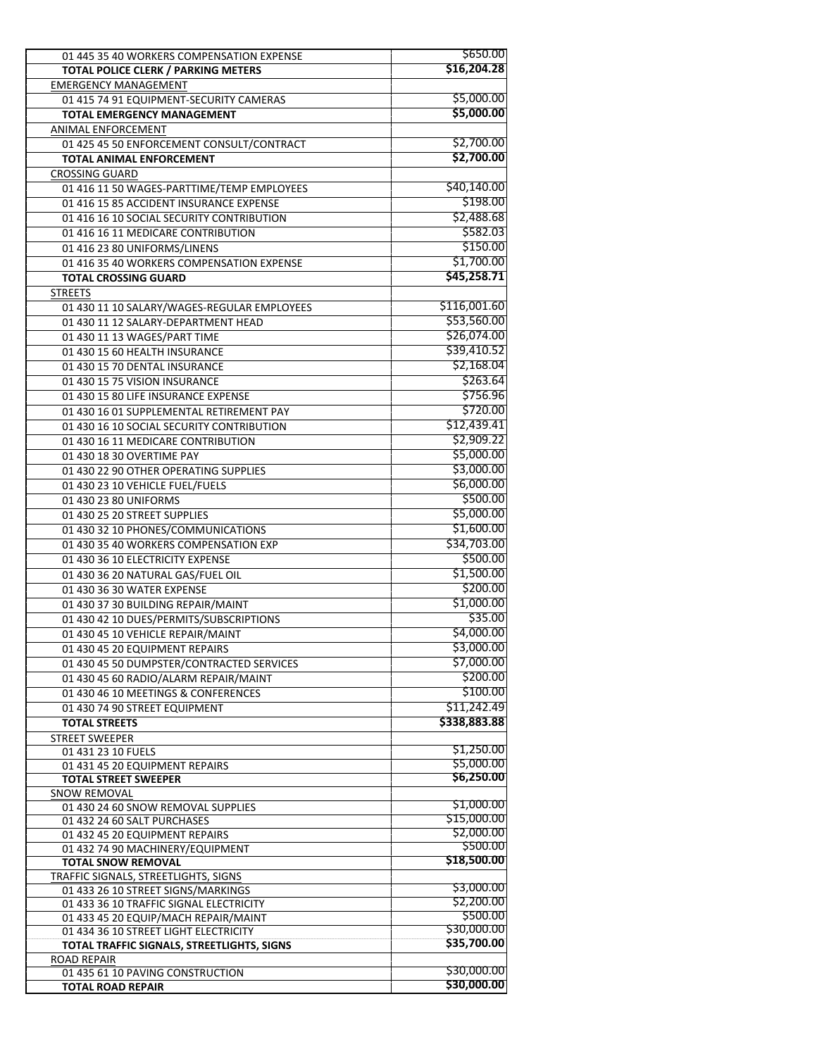| | |
|---|---|
| 01 445 35 40 WORKERS COMPENSATION EXPENSE | $650.00 |
| **TOTAL POLICE CLERK / PARKING METERS** | **$16,204.28** |
| EMERGENCY MANAGEMENT | |
| 01 415 74 91 EQUIPMENT-SECURITY CAMERAS | $5,000.00 |
| **TOTAL EMERGENCY MANAGEMENT** | **$5,000.00** |
| ANIMAL ENFORCEMENT | |
| 01 425 45 50 ENFORCEMENT CONSULT/CONTRACT | $2,700.00 |
| **TOTAL ANIMAL ENFORCEMENT** | **$2,700.00** |
| CROSSING GUARD | |
| 01 416 11 50 WAGES-PARTTIME/TEMP EMPLOYEES | $40,140.00 |
| 01 416 15 85 ACCIDENT INSURANCE EXPENSE | $198.00 |
| 01 416 16 10 SOCIAL SECURITY CONTRIBUTION | $2,488.68 |
| 01 416 16 11 MEDICARE CONTRIBUTION | $582.03 |
| 01 416 23 80 UNIFORMS/LINENS | $150.00 |
| 01 416 35 40 WORKERS COMPENSATION EXPENSE | $1,700.00 |
| **TOTAL CROSSING GUARD** | **$45,258.71** |
| STREETS | |
| 01 430 11 10 SALARY/WAGES-REGULAR EMPLOYEES | $116,001.60 |
| 01 430 11 12 SALARY-DEPARTMENT HEAD | $53,560.00 |
| 01 430 11 13 WAGES/PART TIME | $26,074.00 |
| 01 430 15 60 HEALTH INSURANCE | $39,410.52 |
| 01 430 15 70 DENTAL INSURANCE | $2,168.04 |
| 01 430 15 75 VISION INSURANCE | $263.64 |
| 01 430 15 80 LIFE INSURANCE EXPENSE | $756.96 |
| 01 430 16 01 SUPPLEMENTAL RETIREMENT PAY | $720.00 |
| 01 430 16 10 SOCIAL SECURITY CONTRIBUTION | $12,439.41 |
| 01 430 16 11 MEDICARE CONTRIBUTION | $2,909.22 |
| 01 430 18 30 OVERTIME PAY | $5,000.00 |
| 01 430 22 90 OTHER OPERATING SUPPLIES | $3,000.00 |
| 01 430 23 10 VEHICLE FUEL/FUELS | $6,000.00 |
| 01 430 23 80 UNIFORMS | $500.00 |
| 01 430 25 20 STREET SUPPLIES | $5,000.00 |
| 01 430 32 10 PHONES/COMMUNICATIONS | $1,600.00 |
| 01 430 35 40 WORKERS COMPENSATION EXP | $34,703.00 |
| 01 430 36 10 ELECTRICITY EXPENSE | $500.00 |
| 01 430 36 20 NATURAL GAS/FUEL OIL | $1,500.00 |
| 01 430 36 30 WATER EXPENSE | $200.00 |
| 01 430 37 30 BUILDING REPAIR/MAINT | $1,000.00 |
| 01 430 42 10 DUES/PERMITS/SUBSCRIPTIONS | $35.00 |
| 01 430 45 10 VEHICLE REPAIR/MAINT | $4,000.00 |
| 01 430 45 20 EQUIPMENT REPAIRS | $3,000.00 |
| 01 430 45 50 DUMPSTER/CONTRACTED SERVICES | $7,000.00 |
| 01 430 45 60 RADIO/ALARM REPAIR/MAINT | $200.00 |
| 01 430 46 10 MEETINGS & CONFERENCES | $100.00 |
| 01 430 74 90 STREET EQUIPMENT | $11,242.49 |
| **TOTAL STREETS** | **$338,883.88** |
| STREET SWEEPER | |
| 01 431 23 10 FUELS | $1,250.00 |
| 01 431 45 20 EQUIPMENT REPAIRS | $5,000.00 |
| **TOTAL STREET SWEEPER** | **$6,250.00** |
| SNOW REMOVAL | |
| 01 430 24 60 SNOW REMOVAL SUPPLIES | $1,000.00 |
| 01 432 24 60 SALT PURCHASES | $15,000.00 |
| 01 432 45 20 EQUIPMENT REPAIRS | $2,000.00 |
| 01 432 74 90 MACHINERY/EQUIPMENT | $500.00 |
| **TOTAL SNOW REMOVAL** | **$18,500.00** |
| TRAFFIC SIGNALS, STREETLIGHTS, SIGNS | |
| 01 433 26 10 STREET SIGNS/MARKINGS | $3,000.00 |
| 01 433 36 10 TRAFFIC SIGNAL ELECTRICITY | $2,200.00 |
| 01 433 45 20 EQUIP/MACH REPAIR/MAINT | $500.00 |
| 01 434 36 10 STREET LIGHT ELECTRICITY | $30,000.00 |
| **TOTAL TRAFFIC SIGNALS, STREETLIGHTS, SIGNS** | **$35,700.00** |
| ROAD REPAIR | |
| 01 435 61 10 PAVING CONSTRUCTION | $30,000.00 |
| **TOTAL ROAD REPAIR** | **$30,000.00** |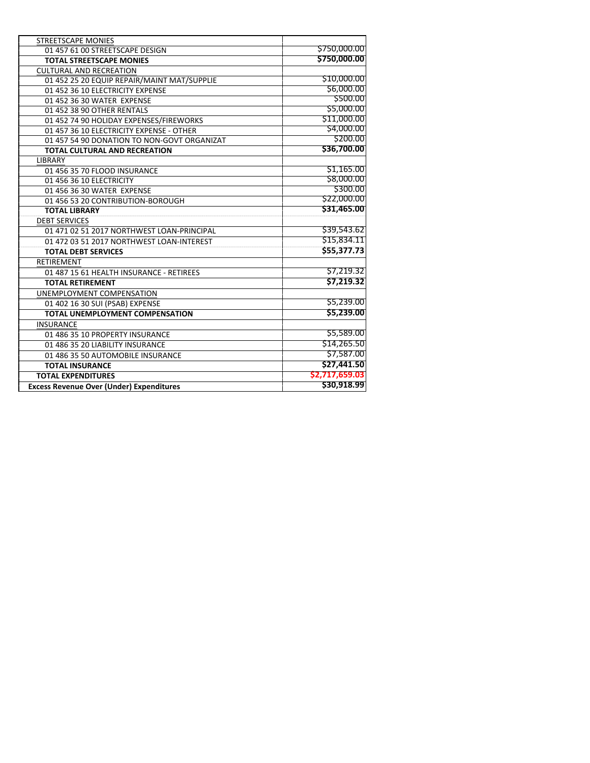| | |
|---|---|
| STREETSCAPE MONIES | |
| 01 457 61 00 STREETSCAPE DESIGN | $750,000.00 |
| **TOTAL STREETSCAPE MONIES** | **$750,000.00** |
| CULTURAL AND RECREATION | |
| 01 452 25 20 EQUIP REPAIR/MAINT MAT/SUPPLIE | $10,000.00 |
| 01 452 36 10 ELECTRICITY EXPENSE | $6,000.00 |
| 01 452 36 30 WATER EXPENSE | $500.00 |
| 01 452 38 90 OTHER RENTALS | $5,000.00 |
| 01 452 74 90 HOLIDAY EXPENSES/FIREWORKS | $11,000.00 |
| 01 457 36 10 ELECTRICITY EXPENSE - OTHER | $4,000.00 |
| 01 457 54 90 DONATION TO NON-GOVT ORGANIZAT | $200.00 |
| **TOTAL CULTURAL AND RECREATION** | **$36,700.00** |
| LIBRARY | |
| 01 456 35 70 FLOOD INSURANCE | $1,165.00 |
| 01 456 36 10 ELECTRICITY | $8,000.00 |
| 01 456 36 30 WATER EXPENSE | $300.00 |
| 01 456 53 20 CONTRIBUTION-BOROUGH | $22,000.00 |
| **TOTAL LIBRARY** | **$31,465.00** |
| DEBT SERVICES | |
| 01 471 02 51 2017 NORTHWEST LOAN-PRINCIPAL | $39,543.62 |
| 01 472 03 51 2017 NORTHWEST LOAN-INTEREST | $15,834.11 |
| **TOTAL DEBT SERVICES** | **$55,377.73** |
| RETIREMENT | |
| 01 487 15 61 HEALTH INSURANCE - RETIREES | $7,219.32 |
| **TOTAL RETIREMENT** | **$7,219.32** |
| UNEMPLOYMENT COMPENSATION | |
| 01 402 16 30 SUI (PSAB) EXPENSE | $5,239.00 |
| **TOTAL UNEMPLOYMENT COMPENSATION** | **$5,239.00** |
| INSURANCE | |
| 01 486 35 10 PROPERTY INSURANCE | $5,589.00 |
| 01 486 35 20 LIABILITY INSURANCE | $14,265.50 |
| 01 486 35 50 AUTOMOBILE INSURANCE | $7,587.00 |
| **TOTAL INSURANCE** | **$27,441.50** |
| **TOTAL EXPENDITURES** | **$2,717,659.03** |
| **Excess Revenue Over (Under) Expenditures** | **$30,918.99** |